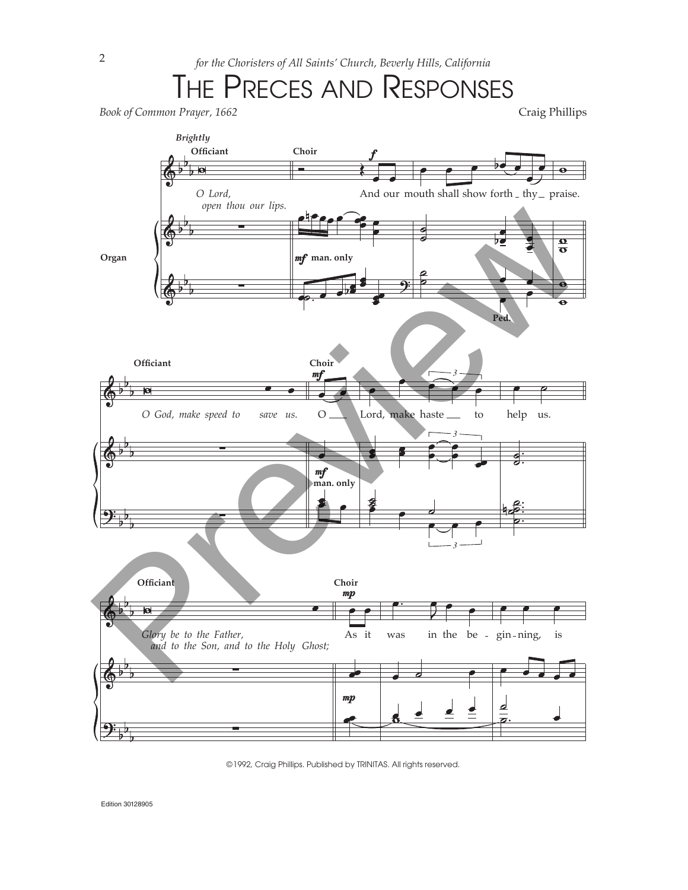*for the Choristers of All Saints' Church, Beverly Hills, California*

# The Preces and Responses

*Book of Common Prayer, 1662*

Craig Phillips

**Brightly**

**Officiant**

*O Lord, open thou our lips.*

**Choir**

And our mouth shall show forth thy praise.

**Organ**

**Officiant**

*O God, make speed to save us.*

**Choir**

O Lord, make haste to help us.

**Officiant**

*Glory be to the Father, and to the Son, and to the Holy Ghost;*

**Choir**

As it was in the be-gin-ning, is

©1992, Craig Phillips. Published by TRINITAS. All rights reserved.

Edition 30128905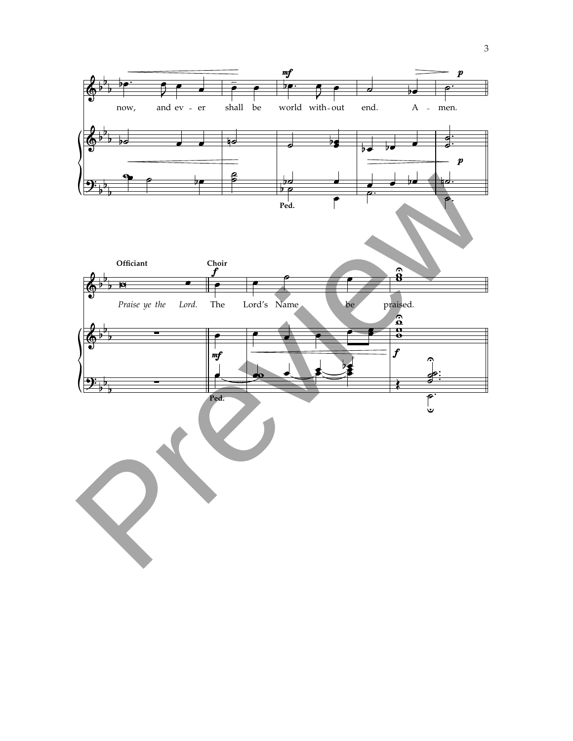now, and ev - er shall be world with - out end. A - men.

Ped.

**Officiant** **Choir**

*Praise ye the Lord.* The Lord's Name be praised.

Ped.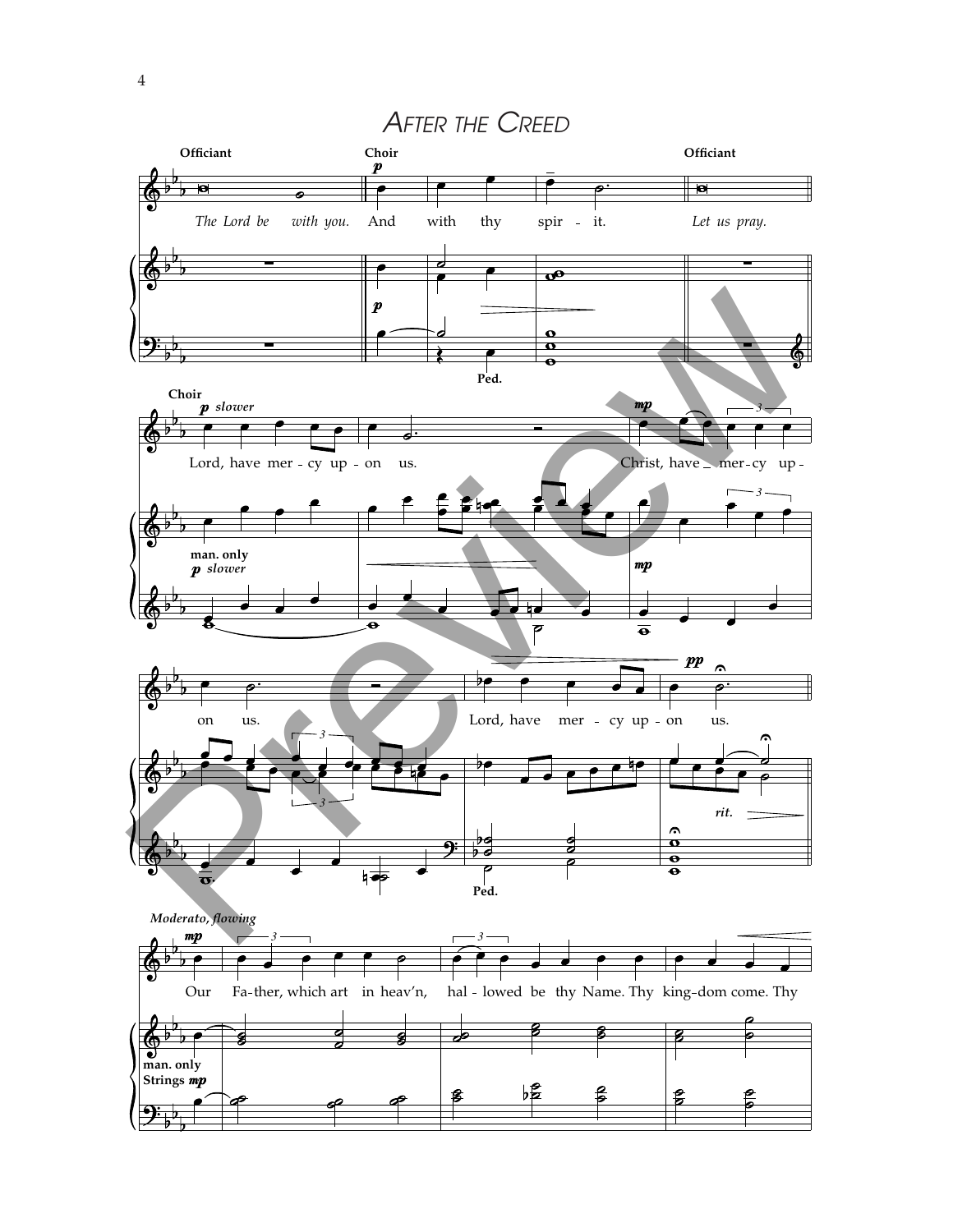# AFTER THE CREED

**Officiant** *The Lord be with you.*

**Choir** And with thy spirit.

**Officiant** *Let us pray.*

**Choir** Lord, have mercy upon us.

Christ, have mercy upon us.

Lord, have mercy upon us.

*Moderato, flowing*

Our Father, which art in heav'n, hallowed be thy Name. Thy kingdom come. Thy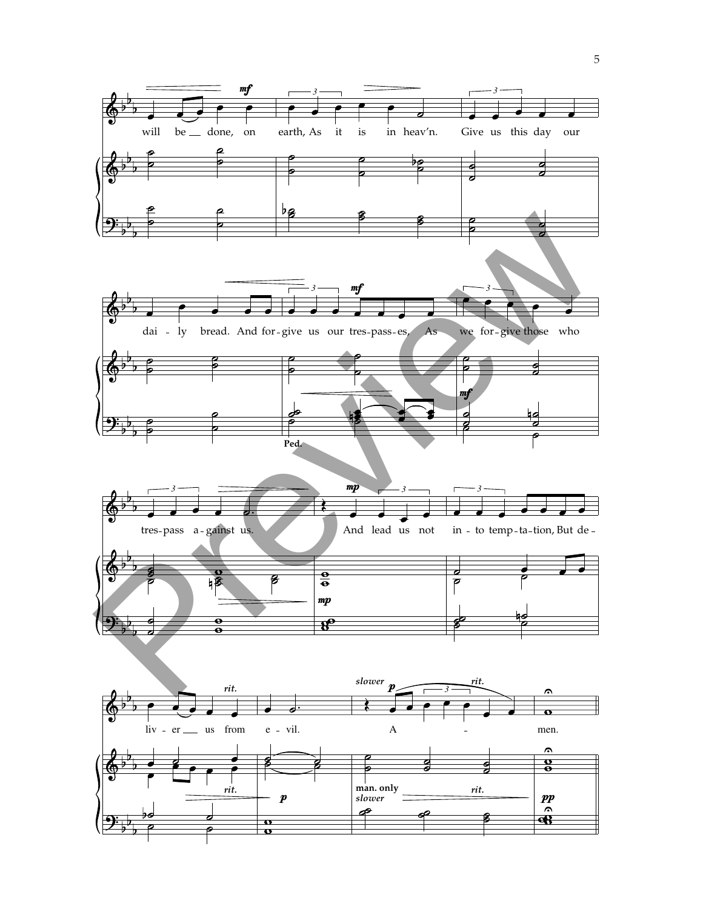will be done, on earth, As it is in heav'n. Give us this day our

dai - ly bread. And for - give us our tres - pass - es, As we for - give those who

tres - pass a - gainst us. And lead us not in - to temp - ta - tion, But de -

liv - er us from e - vil. A - men.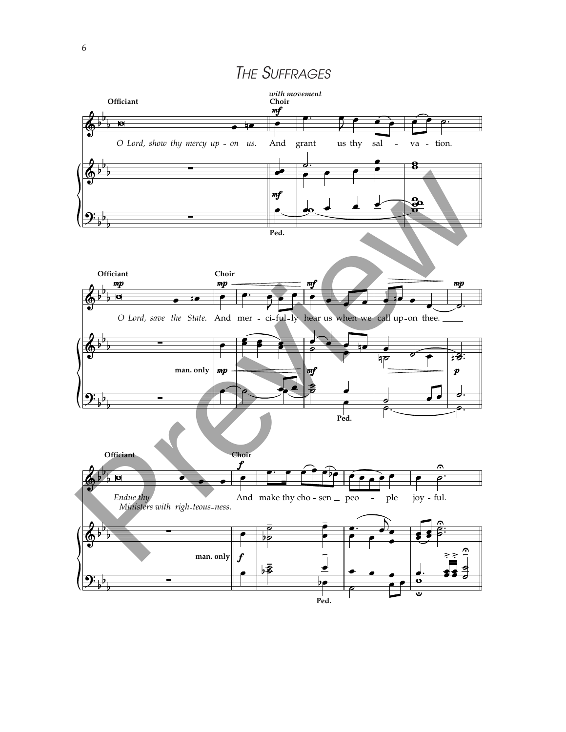# The Suffrages

*with movement*

**Officiant**

*O Lord, show thy mercy up - on us.*

**Choir**

And grant us thy sal - va - tion.

**Officiant**

*O Lord, save the State.*

**Choir**

And mer - ci-ful-ly hear us when we call up-on thee.

**Officiant**

*Endue thy Ministers with righ-teous-ness.*

**Choir**

And make thy cho - sen peo - ple joy - ful.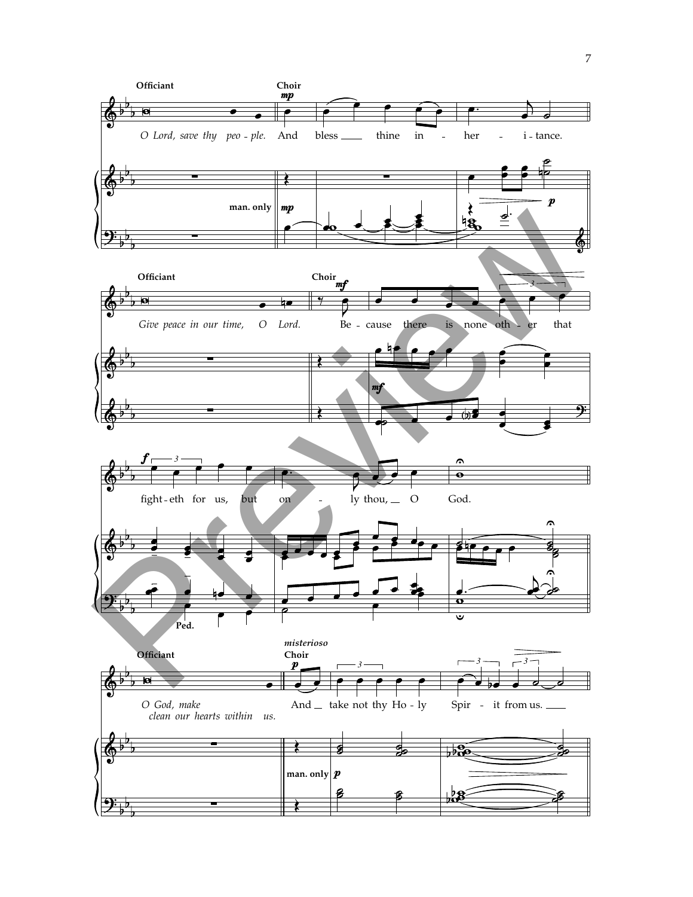Officiant

*O Lord, save thy peo - ple.*

Choir

And bless thine in - her - i - tance.

Officiant

*Give peace in our time, O Lord.*

Choir

Be - cause there is none oth - er that fight - eth for us, but on - ly thou, O God.

Officiant

*O God, make clean our hearts within us.*

*misterioso*

Choir

And take not thy Ho - ly Spir - it from us.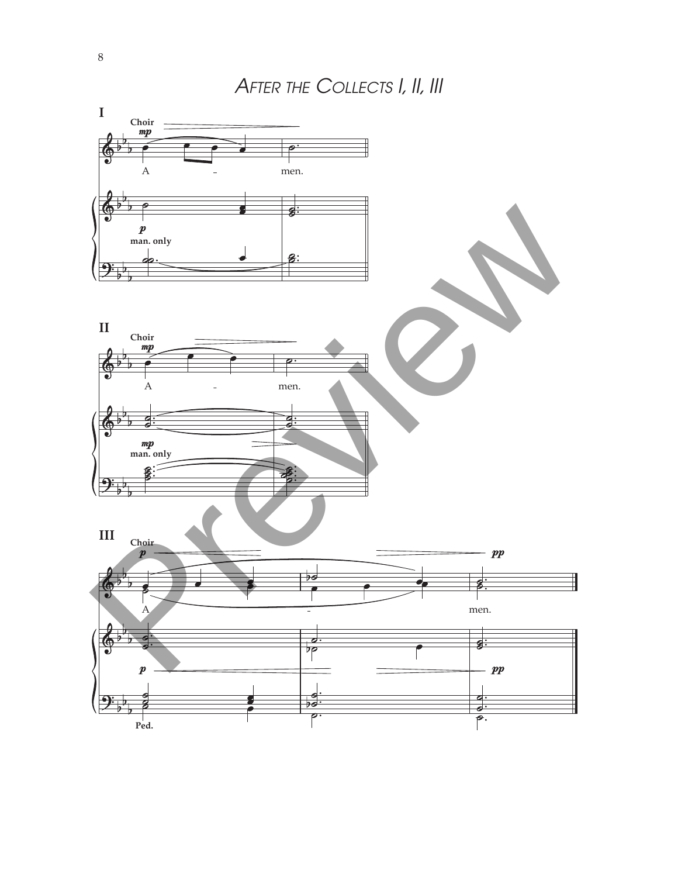# *After the Collects I, II, III*